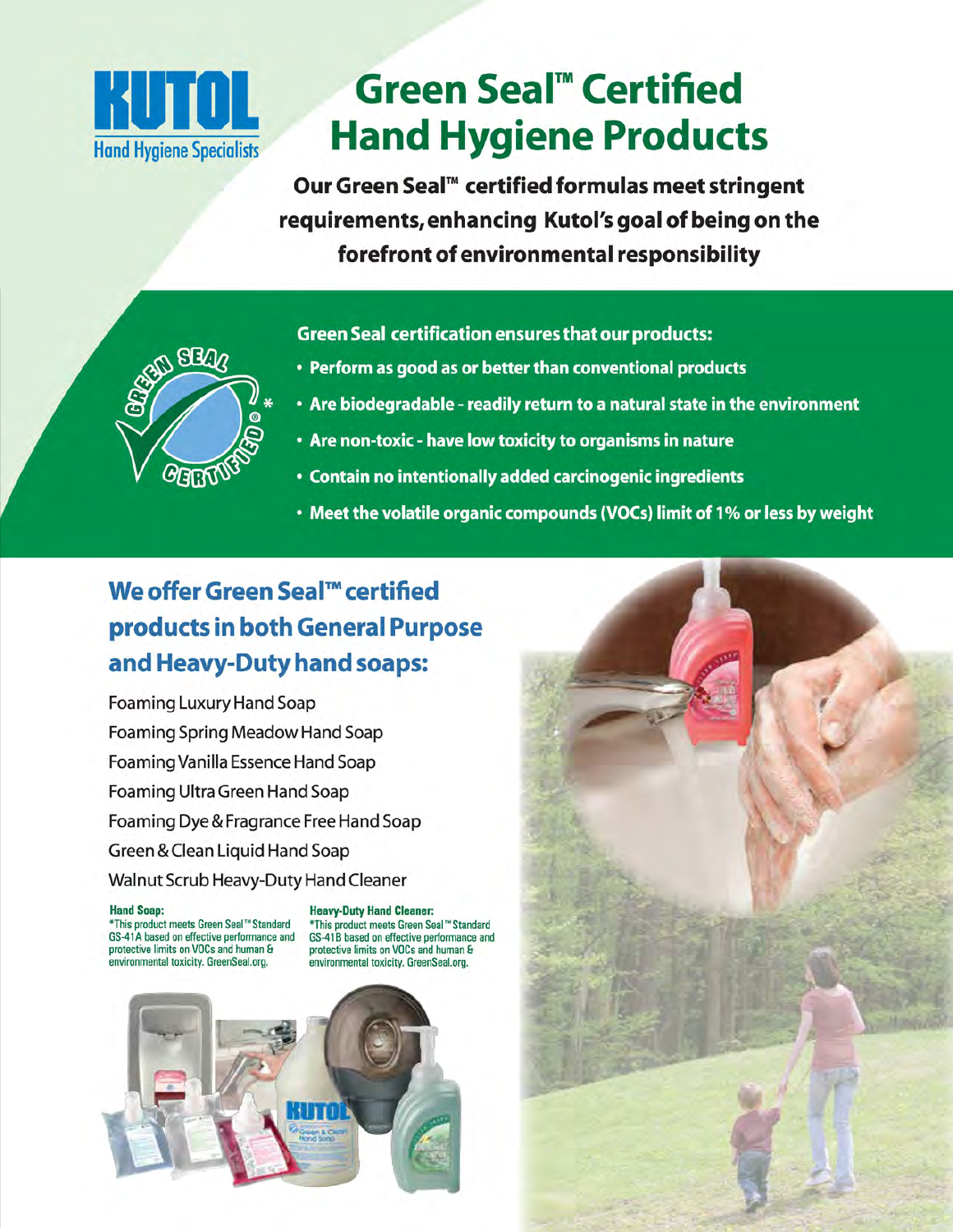KUTOL

Hand Hygiene Specialists

# Green Seal™ Certified Hand Hygiene Products

**Our Green Seal™ certified formulas meet stringent requirements, enhancing Kutol's goal of being on the forefront of environmental responsibility**

**Green Seal certification ensures that our products:**

- **Perform as good as or better than conventional products**
- **Are biodegradable - readily return to a natural state in the environment**
- **Are non-toxic - have low toxicity to organisms in nature**
- **Contain no intentionally added carcinogenic ingredients**
- **Meet the volatile organic compounds (VOCs) limit of 1% or less by weight**

## We offer Green Seal™ certified products in both General Purpose and Heavy-Duty hand soaps:

Foaming Luxury Hand Soap

Foaming Spring Meadow Hand Soap

Foaming Vanilla Essence Hand Soap

Foaming Ultra Green Hand Soap

Foaming Dye & Fragrance Free Hand Soap

Green & Clean Liquid Hand Soap

Walnut Scrub Heavy-Duty Hand Cleaner

**Hand Soap:**
*This product meets Green Seal™ Standard GS-41A based on effective performance and protective limits on VOCs and human & environmental toxicity. GreenSeal.org.

**Heavy-Duty Hand Cleaner:**
*This product meets Green Seal™ Standard GS-41B based on effective performance and protective limits on VOCs and human & environmental toxicity. GreenSeal.org.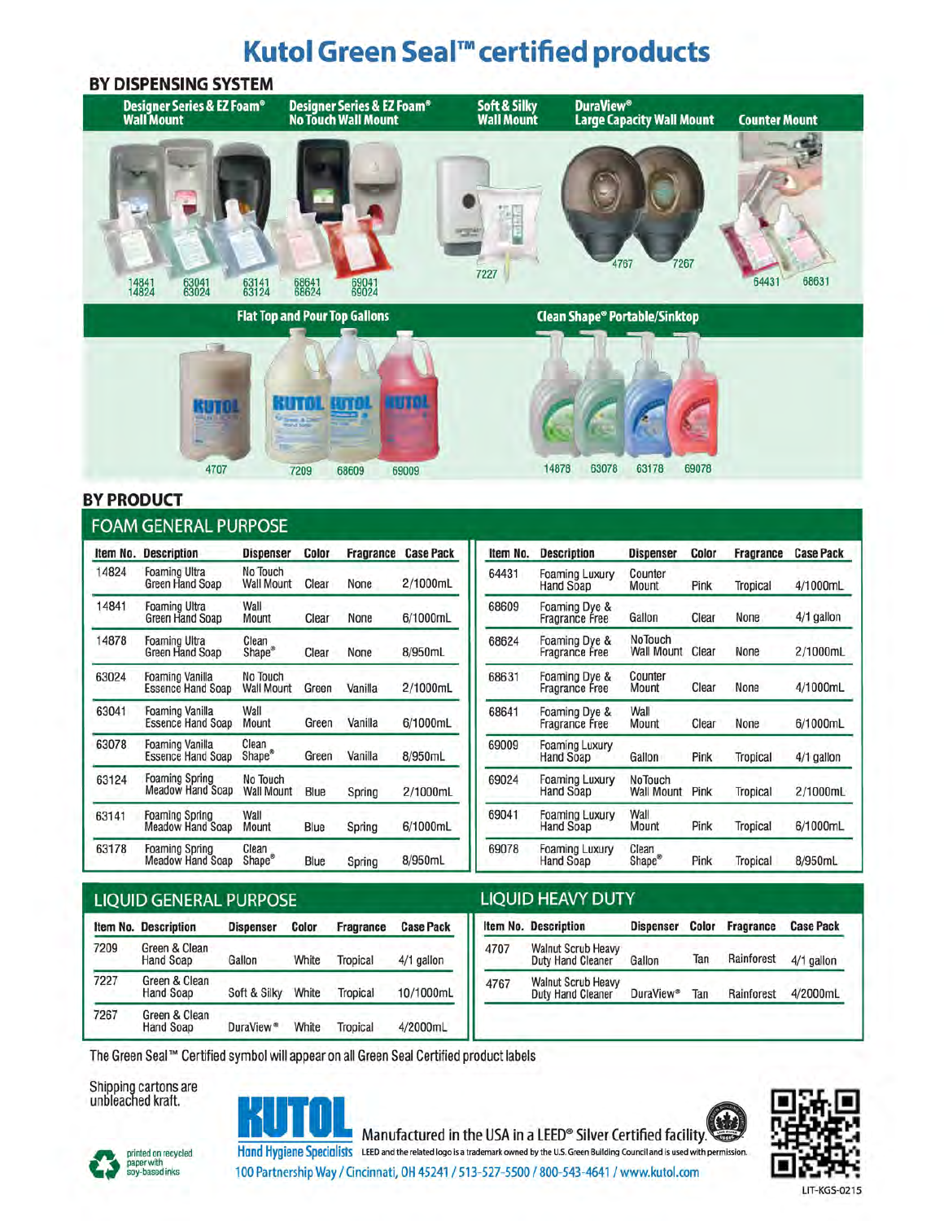# Kutol Green Seal™ certified products

## BY DISPENSING SYSTEM

| Designer Series & EZ Foam® Wall Mount | Designer Series & EZ Foam® No Touch Wall Mount | Soft & Silky Wall Mount | DuraView® Large Capacity Wall Mount | Counter Mount |
|---|---|---|---|---|
| 14841, 14824, 63041, 63024, 63141, 63124 | 68641, 68624, 69041, 69024 | 7227 | 4767, 7267 | 64431, 68631 |

| Flat Top and Pour Top Gallons | Clean Shape® Portable/Sinktop |
|---|---|
| 4707, 7209, 68609, 69009 | 14878, 63078, 63178, 69078 |

## BY PRODUCT

### FOAM GENERAL PURPOSE

| Item No. | Description | Dispenser | Color | Fragrance | Case Pack |
|---|---|---|---|---|---|
| 14824 | Foaming Ultra Green Hand Soap | No Touch Wall Mount | Clear | None | 2/1000mL |
| 14841 | Foaming Ultra Green Hand Soap | Wall Mount | Clear | None | 6/1000mL |
| 14878 | Foaming Ultra Green Hand Soap | Clean Shape® | Clear | None | 8/950mL |
| 63024 | Foaming Vanilla Essence Hand Soap | No Touch Wall Mount | Green | Vanilla | 2/1000mL |
| 63041 | Foaming Vanilla Essence Hand Soap | Wall Mount | Green | Vanilla | 6/1000mL |
| 63078 | Foaming Vanilla Essence Hand Soap | Clean Shape® | Green | Vanilla | 8/950mL |
| 63124 | Foaming Spring Meadow Hand Soap | No Touch Wall Mount | Blue | Spring | 2/1000mL |
| 63141 | Foaming Spring Meadow Hand Soap | Wall Mount | Blue | Spring | 6/1000mL |
| 63178 | Foaming Spring Meadow Hand Soap | Clean Shape® | Blue | Spring | 8/950mL |
| 64431 | Foaming Luxury Hand Soap | Counter Mount | Pink | Tropical | 4/1000mL |
| 68609 | Foaming Dye & Fragrance Free | Gallon | Clear | None | 4/1 gallon |
| 68624 | Foaming Dye & Fragrance Free | NoTouch Wall Mount | Clear | None | 2/1000mL |
| 68631 | Foaming Dye & Fragrance Free | Counter Mount | Clear | None | 4/1000mL |
| 68641 | Foaming Dye & Fragrance Free | Wall Mount | Clear | None | 6/1000mL |
| 69009 | Foaming Luxury Hand Soap | Gallon | Pink | Tropical | 4/1 gallon |
| 69024 | Foaming Luxury Hand Soap | NoTouch Wall Mount | Pink | Tropical | 2/1000mL |
| 69041 | Foaming Luxury Hand Soap | Wall Mount | Pink | Tropical | 6/1000mL |
| 69078 | Foaming Luxury Hand Soap | Clean Shape® | Pink | Tropical | 8/950mL |

### LIQUID GENERAL PURPOSE

| Item No. | Description | Dispenser | Color | Fragrance | Case Pack |
|---|---|---|---|---|---|
| 7209 | Green & Clean Hand Soap | Gallon | White | Tropical | 4/1 gallon |
| 7227 | Green & Clean Hand Soap | Soft & Silky | White | Tropical | 10/1000mL |
| 7267 | Green & Clean Hand Soap | DuraView® | White | Tropical | 4/2000mL |

### LIQUID HEAVY DUTY

| Item No. | Description | Dispenser | Color | Fragrance | Case Pack |
|---|---|---|---|---|---|
| 4707 | Walnut Scrub Heavy Duty Hand Cleaner | Gallon | Tan | Rainforest | 4/1 gallon |
| 4767 | Walnut Scrub Heavy Duty Hand Cleaner | DuraView® | Tan | Rainforest | 4/2000mL |

The Green Seal™ Certified symbol will appear on all Green Seal Certified product labels

Shipping cartons are unbleached kraft.

printed on recycled paper with soy-based inks

KUTOL Hand Hygiene Specialists

Manufactured in the USA in a LEED® Silver Certified facility.

LEED and the related logo is a trademark owned by the U.S. Green Building Council and is used with permission.

100 Partnership Way / Cincinnati, OH 45241 / 513-527-5500 / 800-543-4641 / www.kutol.com

LIT-KGS-0215